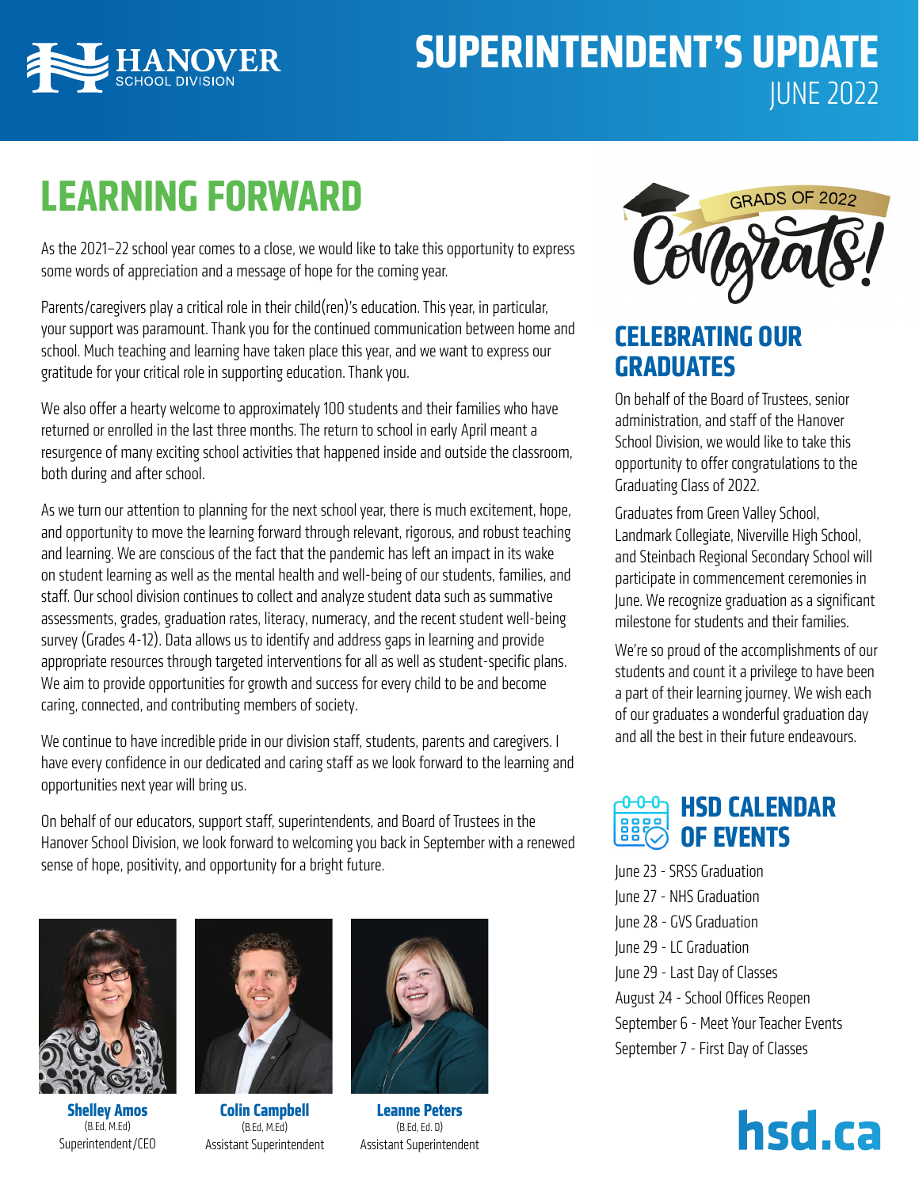# SUPERINTENDENT'S UPDATE

JUNE 2022

HANOVER SCHOOL DIVISION

## LEARNING FORWARD

As the 2021–22 school year comes to a close, we would like to take this opportunity to express some words of appreciation and a message of hope for the coming year.

Parents/caregivers play a critical role in their child(ren)'s education. This year, in particular, your support was paramount. Thank you for the continued communication between home and school. Much teaching and learning have taken place this year, and we want to express our gratitude for your critical role in supporting education. Thank you.

We also offer a hearty welcome to approximately 100 students and their families who have returned or enrolled in the last three months. The return to school in early April meant a resurgence of many exciting school activities that happened inside and outside the classroom, both during and after school.

As we turn our attention to planning for the next school year, there is much excitement, hope, and opportunity to move the learning forward through relevant, rigorous, and robust teaching and learning. We are conscious of the fact that the pandemic has left an impact in its wake on student learning as well as the mental health and well-being of our students, families, and staff. Our school division continues to collect and analyze student data such as summative assessments, grades, graduation rates, literacy, numeracy, and the recent student well-being survey (Grades 4-12). Data allows us to identify and address gaps in learning and provide appropriate resources through targeted interventions for all as well as student-specific plans. We aim to provide opportunities for growth and success for every child to be and become caring, connected, and contributing members of society.

We continue to have incredible pride in our division staff, students, parents and caregivers. I have every confidence in our dedicated and caring staff as we look forward to the learning and opportunities next year will bring us.

On behalf of our educators, support staff, superintendents, and Board of Trustees in the Hanover School Division, we look forward to welcoming you back in September with a renewed sense of hope, positivity, and opportunity for a bright future.

**Shelley Amos**
(B.Ed, M.Ed)
Superintendent/CEO

**Colin Campbell**
(B.Ed, M.Ed)
Assistant Superintendent

**Leanne Peters**
(B.Ed, Ed. D)
Assistant Superintendent

GRADS OF 2022 Congrats!

## CELEBRATING OUR GRADUATES

On behalf of the Board of Trustees, senior administration, and staff of the Hanover School Division, we would like to take this opportunity to offer congratulations to the Graduating Class of 2022.

Graduates from Green Valley School, Landmark Collegiate, Niverville High School, and Steinbach Regional Secondary School will participate in commencement ceremonies in June. We recognize graduation as a significant milestone for students and their families.

We're so proud of the accomplishments of our students and count it a privilege to have been a part of their learning journey. We wish each of our graduates a wonderful graduation day and all the best in their future endeavours.

## HSD CALENDAR OF EVENTS

June 23 - SRSS Graduation
June 27 - NHS Graduation
June 28 - GVS Graduation
June 29 - LC Graduation
June 29 - Last Day of Classes
August 24 - School Offices Reopen
September 6 - Meet Your Teacher Events
September 7 - First Day of Classes

**hsd.ca**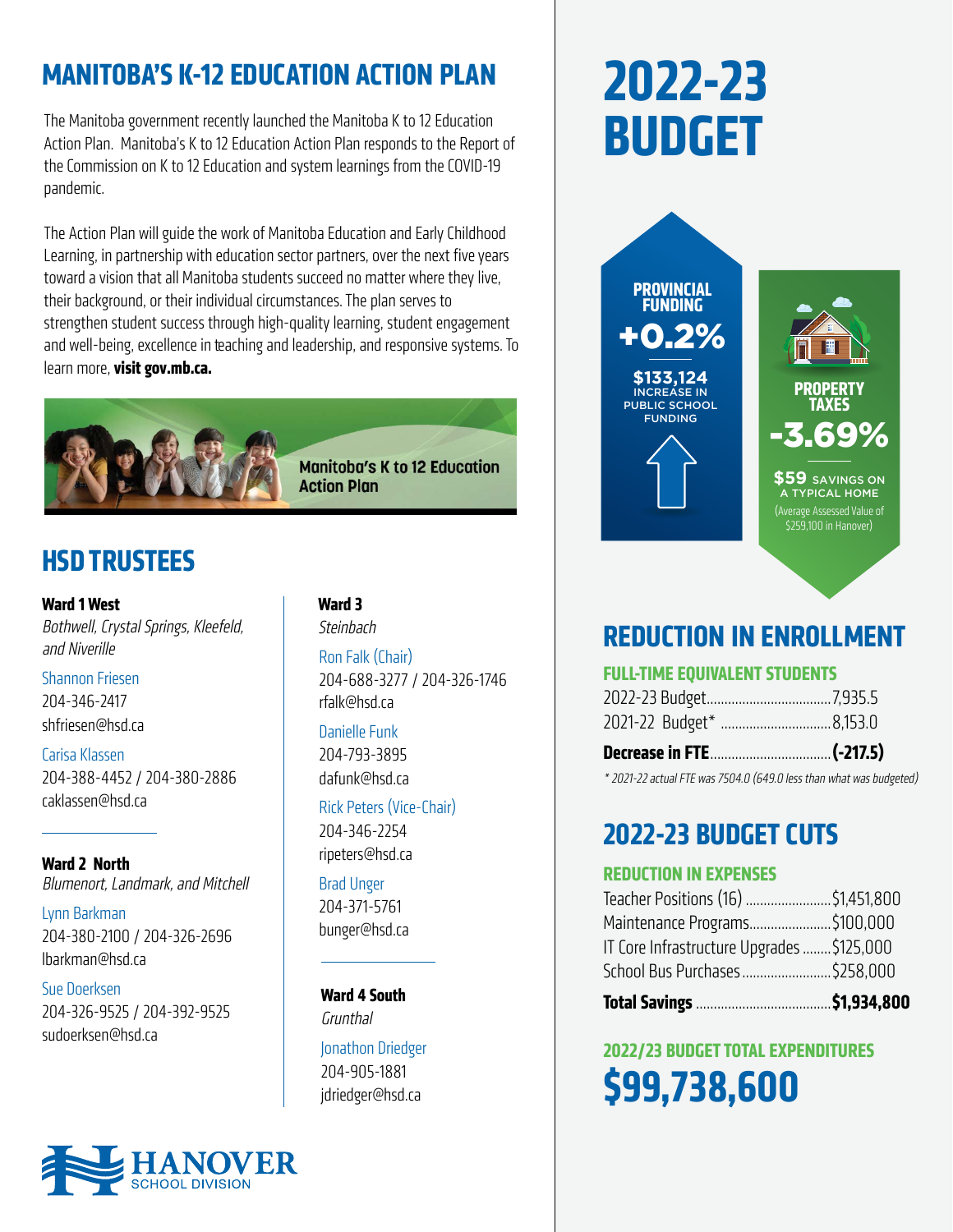# MANITOBA'S K-12 EDUCATION ACTION PLAN

The Manitoba government recently launched the Manitoba K to 12 Education Action Plan. Manitoba's K to 12 Education Action Plan responds to the Report of the Commission on K to 12 Education and system learnings from the COVID-19 pandemic.

The Action Plan will guide the work of Manitoba Education and Early Childhood Learning, in partnership with education sector partners, over the next five years toward a vision that all Manitoba students succeed no matter where they live, their background, or their individual circumstances. The plan serves to strengthen student success through high-quality learning, student engagement and well-being, excellence in teaching and leadership, and responsive systems. To learn more, **visit gov.mb.ca.**

Manitoba's K to 12 Education Action Plan

## HSD TRUSTEES

**Ward 1 West**
*Bothwell, Crystal Springs, Kleefeld, and Niverille*

Shannon Friesen
204-346-2417
shfriesen@hsd.ca

Carisa Klassen
204-388-4452 / 204-380-2886
caklassen@hsd.ca

**Ward 2 North**
*Blumenort, Landmark, and Mitchell*

Lynn Barkman
204-380-2100 / 204-326-2696
lbarkman@hsd.ca

Sue Doerksen
204-326-9525 / 204-392-9525
sudoerksen@hsd.ca

**Ward 3**
*Steinbach*

Ron Falk (Chair)
204-688-3277 / 204-326-1746
rfalk@hsd.ca

Danielle Funk
204-793-3895
dafunk@hsd.ca

Rick Peters (Vice-Chair)
204-346-2254
ripeters@hsd.ca

Brad Unger
204-371-5761
bunger@hsd.ca

**Ward 4 South**
*Grunthal*

Jonathon Driedger
204-905-1881
jdriedger@hsd.ca

HANOVER SCHOOL DIVISION

# 2022-23 BUDGET

**PROVINCIAL FUNDING**
**+0.2%**
**$133,124** INCREASE IN PUBLIC SCHOOL FUNDING

**PROPERTY TAXES**
**-3.69%**
**$59** SAVINGS ON A TYPICAL HOME
(Average Assessed Value of $259,100 in Hanover)

## REDUCTION IN ENROLLMENT

### FULL-TIME EQUIVALENT STUDENTS

| | |
|---|---|
| 2022-23 Budget | 7,935.5 |
| 2021-22 Budget* | 8,153.0 |
| **Decrease in FTE** | **(-217.5)** |

*\* 2021-22 actual FTE was 7504.0 (649.0 less than what was budgeted)*

## 2022-23 BUDGET CUTS

### REDUCTION IN EXPENSES

| | |
|---|---|
| Teacher Positions (16) | $1,451,800 |
| Maintenance Programs | $100,000 |
| IT Core Infrastructure Upgrades | $125,000 |
| School Bus Purchases | $258,000 |
| **Total Savings** | **$1,934,800** |

### 2022/23 BUDGET TOTAL EXPENDITURES

**$99,738,600**